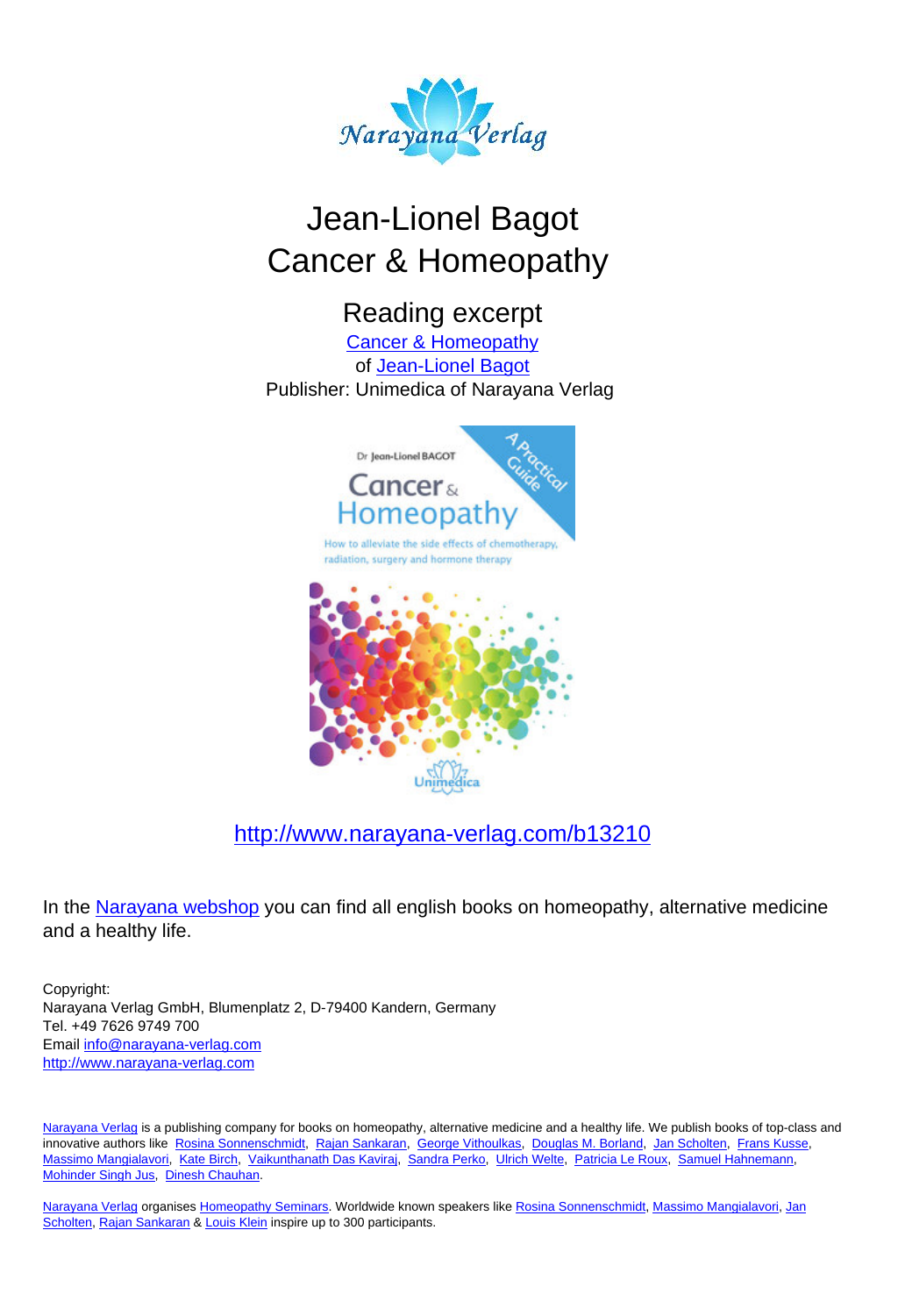# Jean-Lionel Bagot
# Cancer & Homeopathy

## Reading excerpt

Cancer & Homeopathy

of Jean-Lionel Bagot

Publisher: Unimedica of Narayana Verlag

http://www.narayana-verlag.com/b13210

In the Narayana webshop you can find all english books on homeopathy, alternative medicine and a healthy life.

Copyright:
Narayana Verlag GmbH, Blumenplatz 2, D-79400 Kandern, Germany
Tel. +49 7626 9749 700
Email info@narayana-verlag.com
http://www.narayana-verlag.com

Narayana Verlag is a publishing company for books on homeopathy, alternative medicine and a healthy life. We publish books of top-class and innovative authors like Rosina Sonnenschmidt, Rajan Sankaran, George Vithoulkas, Douglas M. Borland, Jan Scholten, Frans Kusse, Massimo Mangialavori, Kate Birch, Vaikunthanath Das Kaviraj, Sandra Perko, Ulrich Welte, Patricia Le Roux, Samuel Hahnemann, Mohinder Singh Jus, Dinesh Chauhan.

Narayana Verlag organises Homeopathy Seminars. Worldwide known speakers like Rosina Sonnenschmidt, Massimo Mangialavori, Jan Scholten, Rajan Sankaran & Louis Klein inspire up to 300 participants.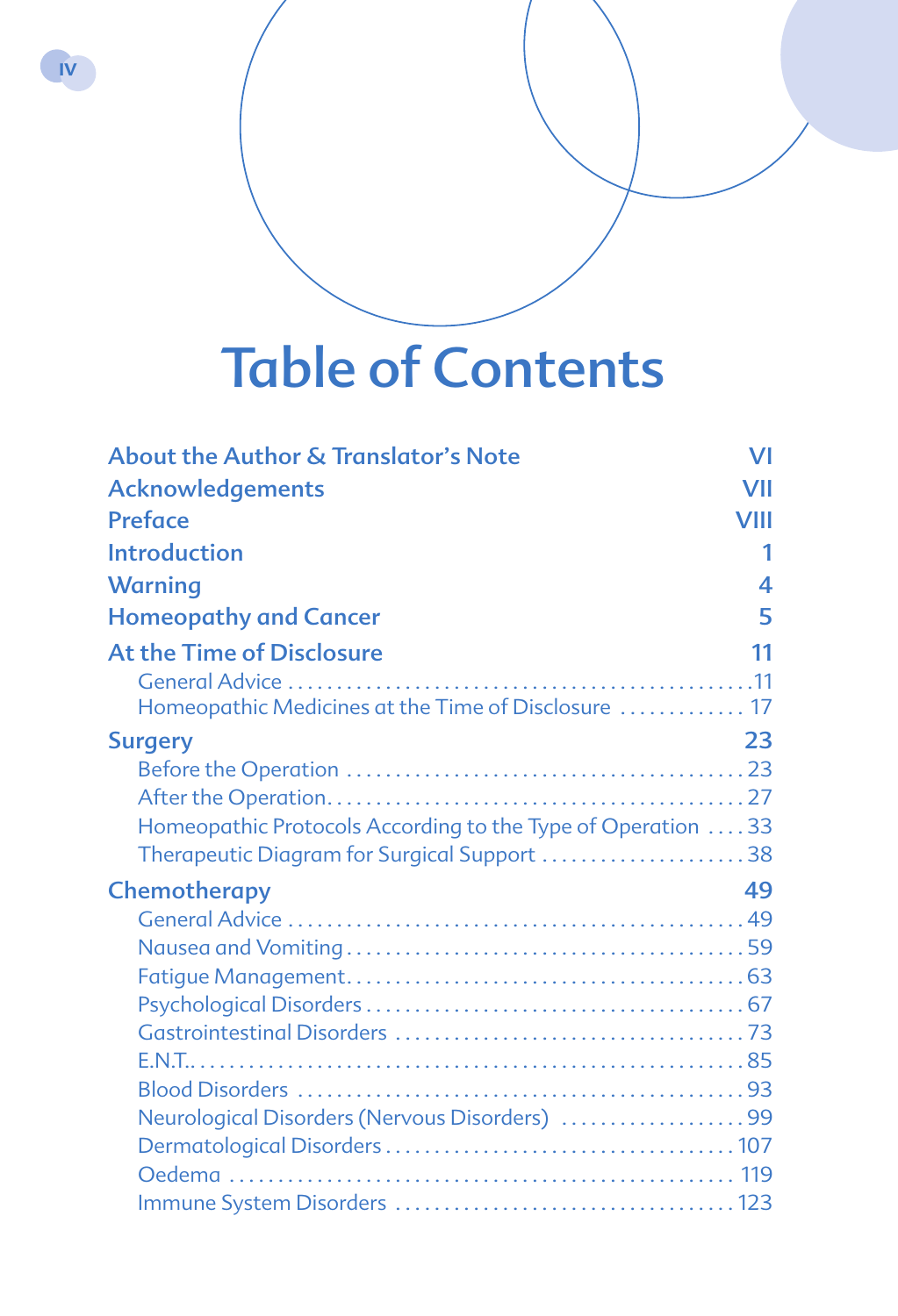# Table of Contents

| | |
|---|---|
| **About the Author & Translator's Note** | **VI** |
| **Acknowledgements** | **VII** |
| **Preface** | **VIII** |
| **Introduction** | **1** |
| **Warning** | **4** |
| **Homeopathy and Cancer** | **5** |
| **At the Time of Disclosure** | **11** |
| General Advice | 11 |
| Homeopathic Medicines at the Time of Disclosure | 17 |
| **Surgery** | **23** |
| Before the Operation | 23 |
| After the Operation | 27 |
| Homeopathic Protocols According to the Type of Operation | 33 |
| Therapeutic Diagram for Surgical Support | 38 |
| **Chemotherapy** | **49** |
| General Advice | 49 |
| Nausea and Vomiting | 59 |
| Fatigue Management | 63 |
| Psychological Disorders | 67 |
| Gastrointestinal Disorders | 73 |
| E.N.T. | 85 |
| Blood Disorders | 93 |
| Neurological Disorders (Nervous Disorders) | 99 |
| Dermatological Disorders | 107 |
| Oedema | 119 |
| Immune System Disorders | 123 |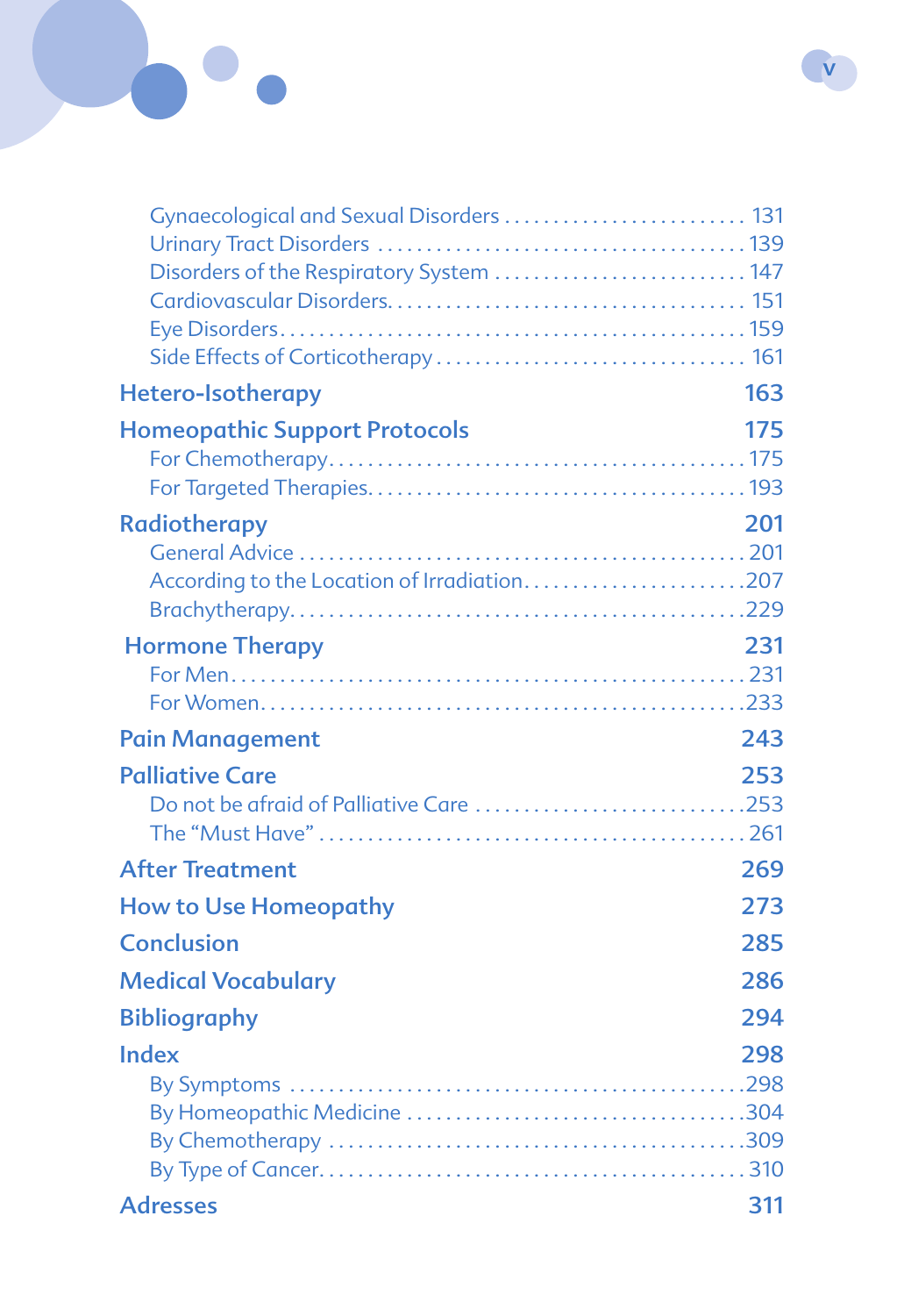- Gynaecological and Sexual Disorders . . . . . . . . . . . . . . . . . . . . . . . . . 131
- Urinary Tract Disorders . . . . . . . . . . . . . . . . . . . . . . . . . . . . . . . . . . . . . . 139
- Disorders of the Respiratory System . . . . . . . . . . . . . . . . . . . . . . . . . . 147
- Cardiovascular Disorders. . . . . . . . . . . . . . . . . . . . . . . . . . . . . . . . . . . . 151
- Eye Disorders. . . . . . . . . . . . . . . . . . . . . . . . . . . . . . . . . . . . . . . . . . . . . 159
- Side Effects of Corticotherapy . . . . . . . . . . . . . . . . . . . . . . . . . . . . . . . . 161

**Hetero-Isotherapy** 163

**Homeopathic Support Protocols** 175

- For Chemotherapy. . . . . . . . . . . . . . . . . . . . . . . . . . . . . . . . . . . . . . . . . . 175
- For Targeted Therapies. . . . . . . . . . . . . . . . . . . . . . . . . . . . . . . . . . . . . . 193

**Radiotherapy** 201

- General Advice . . . . . . . . . . . . . . . . . . . . . . . . . . . . . . . . . . . . . . . . . . . . 201
- According to the Location of Irradiation. . . . . . . . . . . . . . . . . . . . . . . 207
- Brachytherapy. . . . . . . . . . . . . . . . . . . . . . . . . . . . . . . . . . . . . . . . . . . . . 229

**Hormone Therapy** 231

- For Men. . . . . . . . . . . . . . . . . . . . . . . . . . . . . . . . . . . . . . . . . . . . . . . . . . 231
- For Women. . . . . . . . . . . . . . . . . . . . . . . . . . . . . . . . . . . . . . . . . . . . . . . . 233

**Pain Management** 243

**Palliative Care** 253

- Do not be afraid of Palliative Care . . . . . . . . . . . . . . . . . . . . . . . . . . . 253
- The “Must Have” . . . . . . . . . . . . . . . . . . . . . . . . . . . . . . . . . . . . . . . . . . . 261

**After Treatment** 269

**How to Use Homeopathy** 273

**Conclusion** 285

**Medical Vocabulary** 286

**Bibliography** 294

**Index** 298

- By Symptoms . . . . . . . . . . . . . . . . . . . . . . . . . . . . . . . . . . . . . . . . . . . . . 298
- By Homeopathic Medicine . . . . . . . . . . . . . . . . . . . . . . . . . . . . . . . . . . 304
- By Chemotherapy . . . . . . . . . . . . . . . . . . . . . . . . . . . . . . . . . . . . . . . . . . 309
- By Type of Cancer. . . . . . . . . . . . . . . . . . . . . . . . . . . . . . . . . . . . . . . . . . 310

**Adresses** 311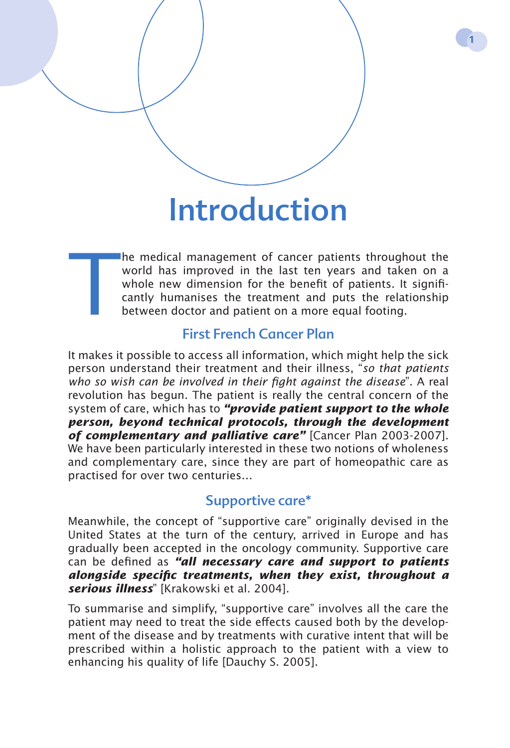# Introduction

The medical management of cancer patients throughout the world has improved in the last ten years and taken on a whole new dimension for the benefit of patients. It significantly humanises the treatment and puts the relationship between doctor and patient on a more equal footing.

## First French Cancer Plan

It makes it possible to access all information, which might help the sick person understand their treatment and their illness, "*so that patients who so wish can be involved in their fight against the disease*". A real revolution has begun. The patient is really the central concern of the system of care, which has to ***"provide patient support to the whole person, beyond technical protocols, through the development of complementary and palliative care"*** [Cancer Plan 2003-2007]. We have been particularly interested in these two notions of wholeness and complementary care, since they are part of homeopathic care as practised for over two centuries…

## Supportive care*

Meanwhile, the concept of "supportive care" originally devised in the United States at the turn of the century, arrived in Europe and has gradually been accepted in the oncology community. Supportive care can be defined as ***"all necessary care and support to patients alongside specific treatments, when they exist, throughout a serious illness***" [Krakowski et al. 2004].

To summarise and simplify, "supportive care" involves all the care the patient may need to treat the side effects caused both by the development of the disease and by treatments with curative intent that will be prescribed within a holistic approach to the patient with a view to enhancing his quality of life [Dauchy S. 2005].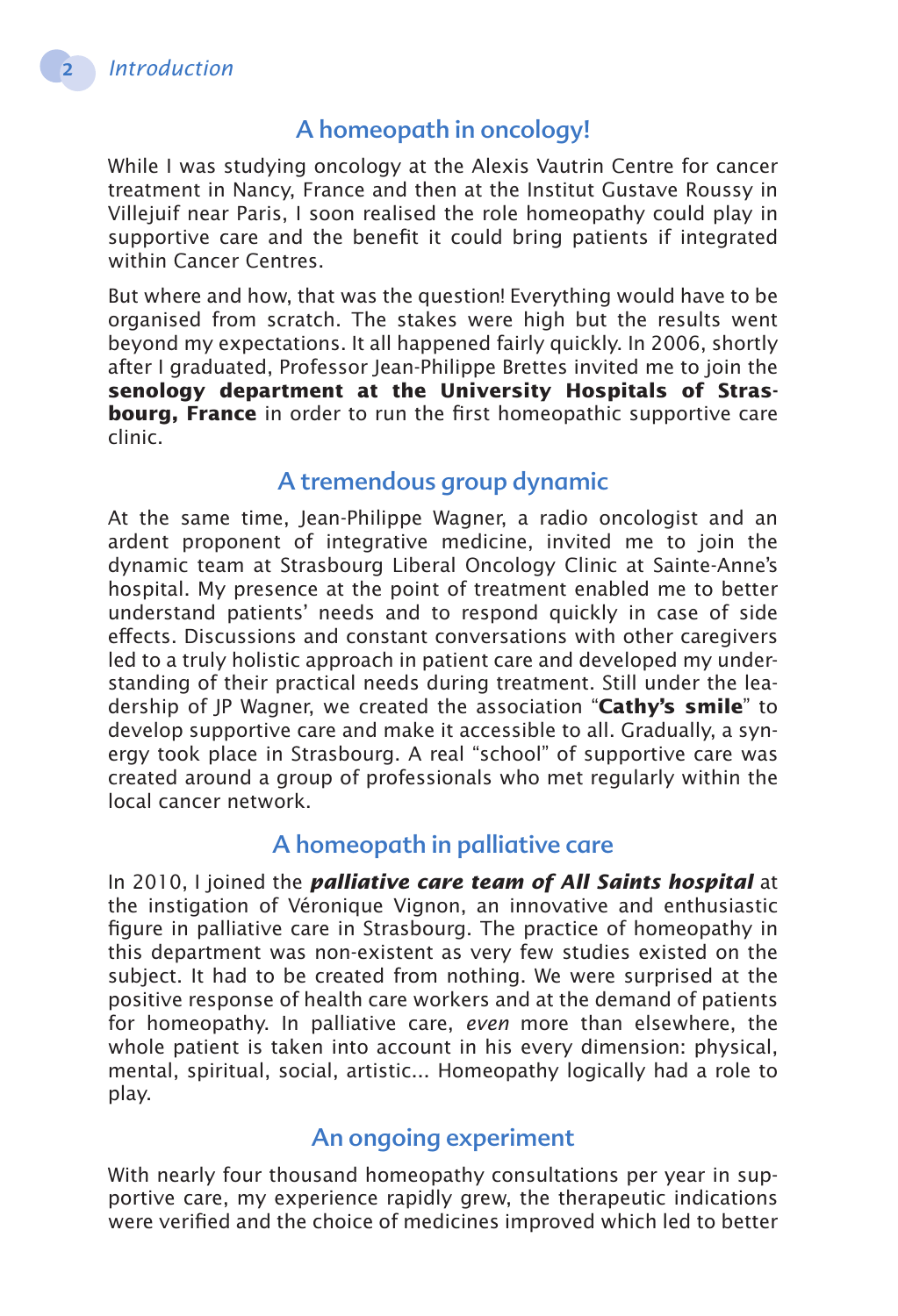## A homeopath in oncology!

While I was studying oncology at the Alexis Vautrin Centre for cancer treatment in Nancy, France and then at the Institut Gustave Roussy in Villejuif near Paris, I soon realised the role homeopathy could play in supportive care and the benefit it could bring patients if integrated within Cancer Centres.

But where and how, that was the question! Everything would have to be organised from scratch. The stakes were high but the results went beyond my expectations. It all happened fairly quickly. In 2006, shortly after I graduated, Professor Jean-Philippe Brettes invited me to join the **senology department at the University Hospitals of Strasbourg, France** in order to run the first homeopathic supportive care clinic.

## A tremendous group dynamic

At the same time, Jean-Philippe Wagner, a radio oncologist and an ardent proponent of integrative medicine, invited me to join the dynamic team at Strasbourg Liberal Oncology Clinic at Sainte-Anne's hospital. My presence at the point of treatment enabled me to better understand patients' needs and to respond quickly in case of side effects. Discussions and constant conversations with other caregivers led to a truly holistic approach in patient care and developed my understanding of their practical needs during treatment. Still under the leadership of JP Wagner, we created the association "**Cathy's smile**" to develop supportive care and make it accessible to all. Gradually, a synergy took place in Strasbourg. A real "school" of supportive care was created around a group of professionals who met regularly within the local cancer network.

## A homeopath in palliative care

In 2010, I joined the ***palliative care team of All Saints hospital*** at the instigation of Véronique Vignon, an innovative and enthusiastic figure in palliative care in Strasbourg. The practice of homeopathy in this department was non-existent as very few studies existed on the subject. It had to be created from nothing. We were surprised at the positive response of health care workers and at the demand of patients for homeopathy. In palliative care, *even* more than elsewhere, the whole patient is taken into account in his every dimension: physical, mental, spiritual, social, artistic... Homeopathy logically had a role to play.

## An ongoing experiment

With nearly four thousand homeopathy consultations per year in supportive care, my experience rapidly grew, the therapeutic indications were verified and the choice of medicines improved which led to better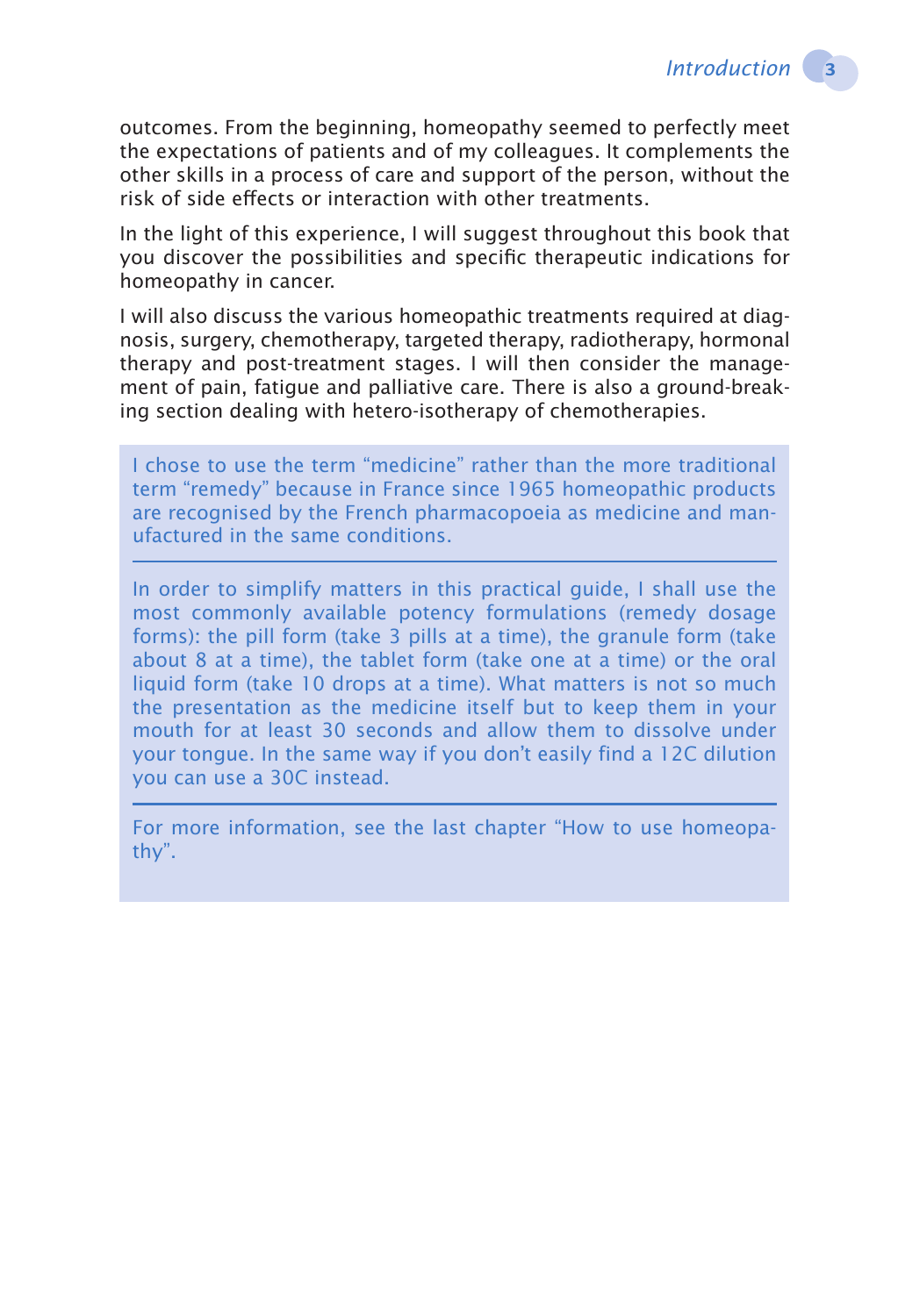outcomes. From the beginning, homeopathy seemed to perfectly meet the expectations of patients and of my colleagues. It complements the other skills in a process of care and support of the person, without the risk of side effects or interaction with other treatments.

In the light of this experience, I will suggest throughout this book that you discover the possibilities and specific therapeutic indications for homeopathy in cancer.

I will also discuss the various homeopathic treatments required at diagnosis, surgery, chemotherapy, targeted therapy, radiotherapy, hormonal therapy and post-treatment stages. I will then consider the management of pain, fatigue and palliative care. There is also a ground-breaking section dealing with hetero-isotherapy of chemotherapies.

> I chose to use the term "medicine" rather than the more traditional term "remedy" because in France since 1965 homeopathic products are recognised by the French pharmacopoeia as medicine and manufactured in the same conditions.
>
> ---
>
> In order to simplify matters in this practical guide, I shall use the most commonly available potency formulations (remedy dosage forms): the pill form (take 3 pills at a time), the granule form (take about 8 at a time), the tablet form (take one at a time) or the oral liquid form (take 10 drops at a time). What matters is not so much the presentation as the medicine itself but to keep them in your mouth for at least 30 seconds and allow them to dissolve under your tongue. In the same way if you don't easily find a 12C dilution you can use a 30C instead.
>
> ---
>
> For more information, see the last chapter "How to use homeopathy".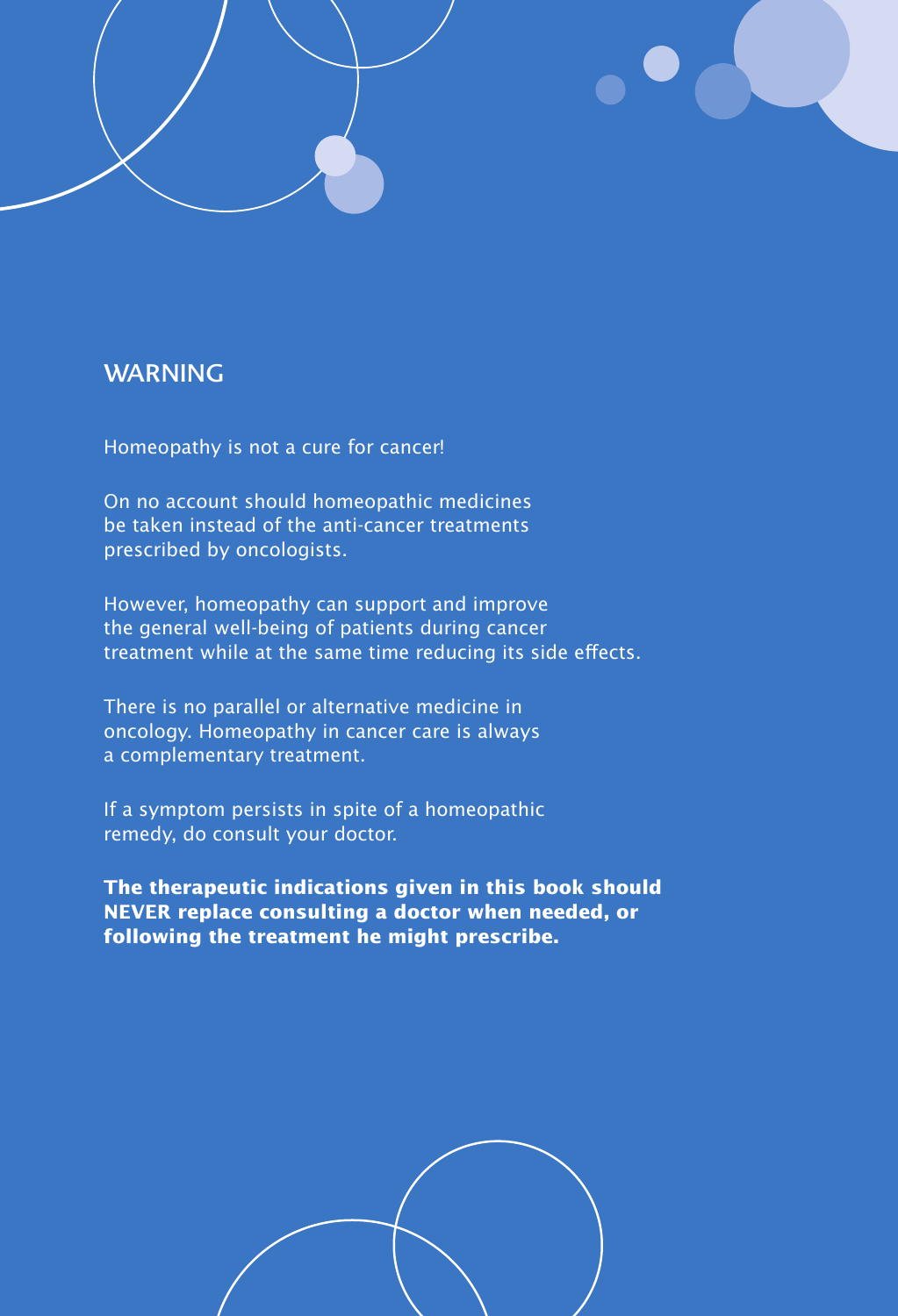# WARNING

Homeopathy is not a cure for cancer!

On no account should homeopathic medicines be taken instead of the anti-cancer treatments prescribed by oncologists.

However, homeopathy can support and improve the general well-being of patients during cancer treatment while at the same time reducing its side effects.

There is no parallel or alternative medicine in oncology. Homeopathy in cancer care is always a complementary treatment.

If a symptom persists in spite of a homeopathic remedy, do consult your doctor.

**The therapeutic indications given in this book should NEVER replace consulting a doctor when needed, or following the treatment he might prescribe.**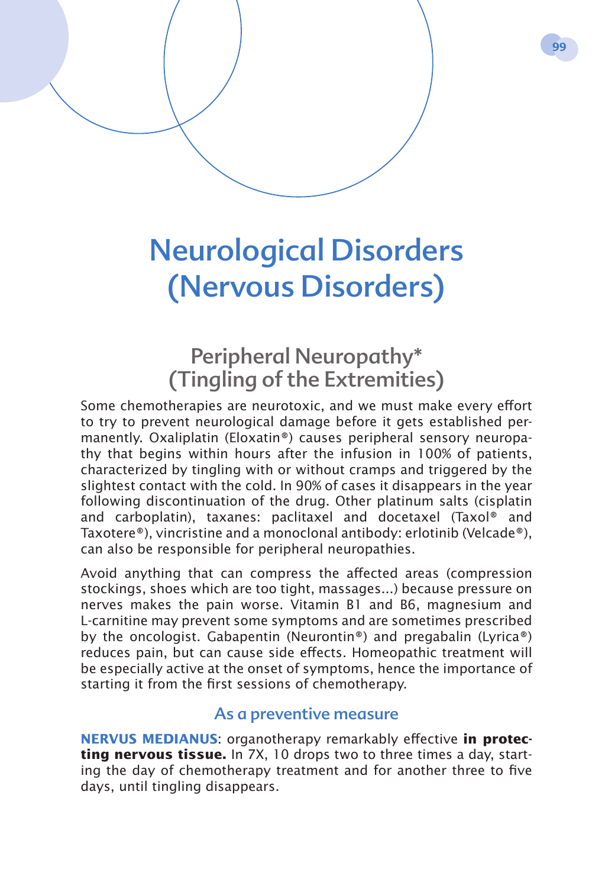# Neurological Disorders (Nervous Disorders)

## Peripheral Neuropathy* (Tingling of the Extremities)

Some chemotherapies are neurotoxic, and we must make every effort to try to prevent neurological damage before it gets established permanently. Oxaliplatin (Eloxatin®) causes peripheral sensory neuropathy that begins within hours after the infusion in 100% of patients, characterized by tingling with or without cramps and triggered by the slightest contact with the cold. In 90% of cases it disappears in the year following discontinuation of the drug. Other platinum salts (cisplatin and carboplatin), taxanes: paclitaxel and docetaxel (Taxol® and Taxotere®), vincristine and a monoclonal antibody: erlotinib (Velcade®), can also be responsible for peripheral neuropathies.

Avoid anything that can compress the affected areas (compression stockings, shoes which are too tight, massages...) because pressure on nerves makes the pain worse. Vitamin B1 and B6, magnesium and L-carnitine may prevent some symptoms and are sometimes prescribed by the oncologist. Gabapentin (Neurontin®) and pregabalin (Lyrica®) reduces pain, but can cause side effects. Homeopathic treatment will be especially active at the onset of symptoms, hence the importance of starting it from the first sessions of chemotherapy.

### As a preventive measure

**NERVUS MEDIANUS**: organotherapy remarkably effective **in protecting nervous tissue.** In 7X, 10 drops two to three times a day, starting the day of chemotherapy treatment and for another three to five days, until tingling disappears.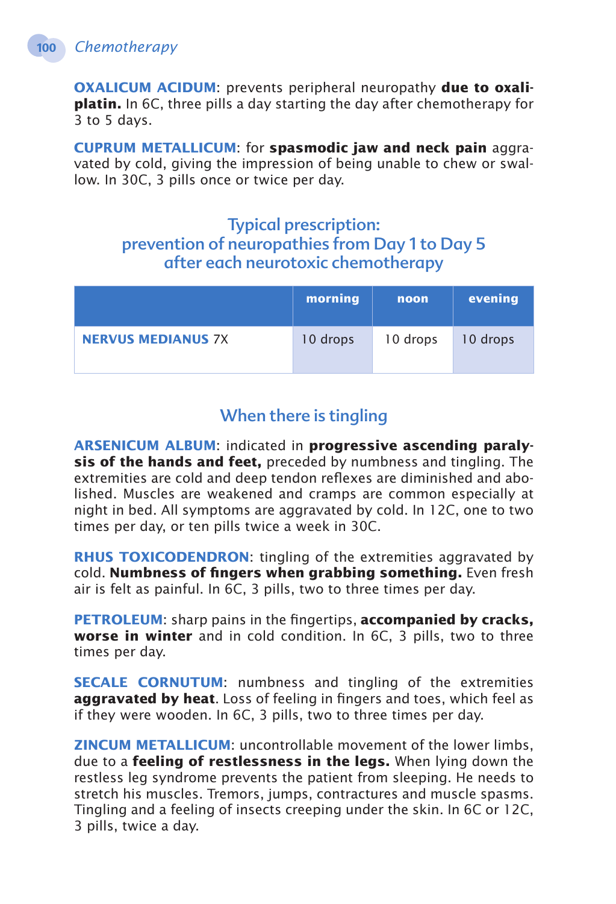**OXALICUM ACIDUM**: prevents peripheral neuropathy **due to oxaliplatin.** In 6C, three pills a day starting the day after chemotherapy for 3 to 5 days.

**CUPRUM METALLICUM**: for **spasmodic jaw and neck pain** aggravated by cold, giving the impression of being unable to chew or swallow. In 30C, 3 pills once or twice per day.

### Typical prescription: prevention of neuropathies from Day 1 to Day 5 after each neurotoxic chemotherapy

| | morning | noon | evening |
|---|---|---|---|
| **NERVUS MEDIANUS** 7X | 10 drops | 10 drops | 10 drops |

### When there is tingling

**ARSENICUM ALBUM**: indicated in **progressive ascending paralysis of the hands and feet,** preceded by numbness and tingling. The extremities are cold and deep tendon reflexes are diminished and abolished. Muscles are weakened and cramps are common especially at night in bed. All symptoms are aggravated by cold. In 12C, one to two times per day, or ten pills twice a week in 30C.

**RHUS TOXICODENDRON**: tingling of the extremities aggravated by cold. **Numbness of fingers when grabbing something.** Even fresh air is felt as painful. In 6C, 3 pills, two to three times per day.

**PETROLEUM**: sharp pains in the fingertips, **accompanied by cracks, worse in winter** and in cold condition. In 6C, 3 pills, two to three times per day.

**SECALE CORNUTUM**: numbness and tingling of the extremities **aggravated by heat**. Loss of feeling in fingers and toes, which feel as if they were wooden. In 6C, 3 pills, two to three times per day.

**ZINCUM METALLICUM**: uncontrollable movement of the lower limbs, due to a **feeling of restlessness in the legs.** When lying down the restless leg syndrome prevents the patient from sleeping. He needs to stretch his muscles. Tremors, jumps, contractures and muscle spasms. Tingling and a feeling of insects creeping under the skin. In 6C or 12C, 3 pills, twice a day.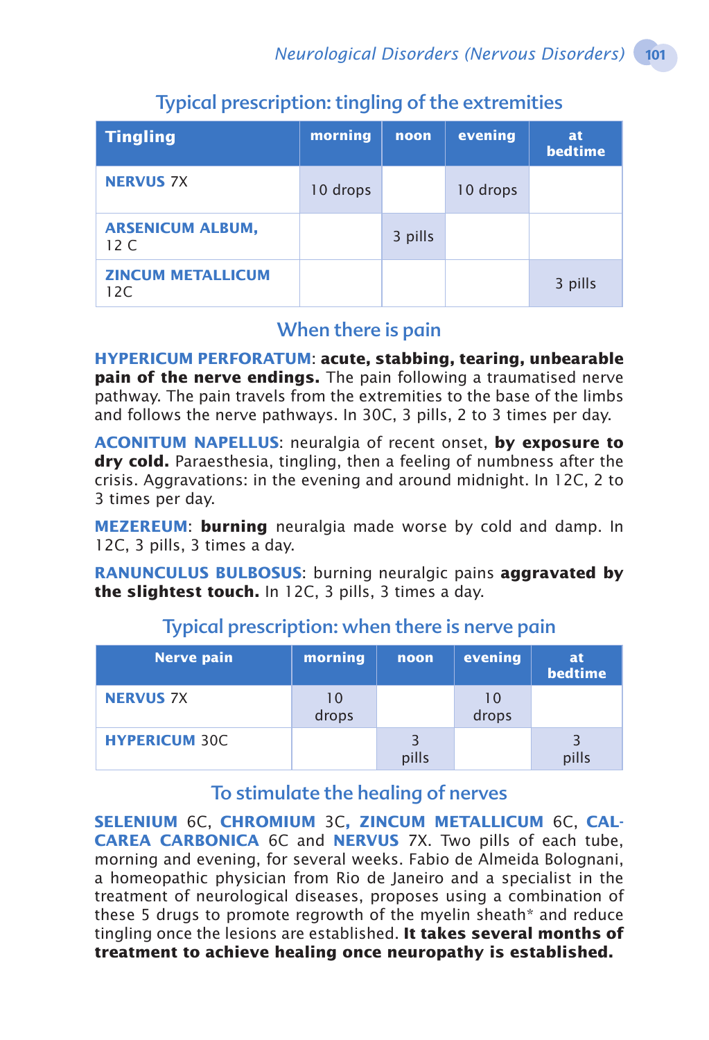## Typical prescription: tingling of the extremities

| Tingling | morning | noon | evening | at bedtime |
|---|---|---|---|---|
| **NERVUS** 7X | 10 drops | | 10 drops | |
| **ARSENICUM ALBUM,** 12 C | | 3 pills | | |
| **ZINCUM METALLICUM** 12C | | | | 3 pills |

## When there is pain

**HYPERICUM PERFORATUM**: **acute, stabbing, tearing, unbearable pain of the nerve endings.** The pain following a traumatised nerve pathway. The pain travels from the extremities to the base of the limbs and follows the nerve pathways. In 30C, 3 pills, 2 to 3 times per day.

**ACONITUM NAPELLUS**: neuralgia of recent onset, **by exposure to dry cold.** Paraesthesia, tingling, then a feeling of numbness after the crisis. Aggravations: in the evening and around midnight. In 12C, 2 to 3 times per day.

**MEZEREUM**: **burning** neuralgia made worse by cold and damp. In 12C, 3 pills, 3 times a day.

**RANUNCULUS BULBOSUS**: burning neuralgic pains **aggravated by the slightest touch.** In 12C, 3 pills, 3 times a day.

## Typical prescription: when there is nerve pain

| Nerve pain | morning | noon | evening | at bedtime |
|---|---|---|---|---|
| **NERVUS** 7X | 10 drops | | 10 drops | |
| **HYPERICUM** 30C | | 3 pills | | 3 pills |

## To stimulate the healing of nerves

**SELENIUM** 6C, **CHROMIUM** 3C**, ZINCUM METALLICUM** 6C, **CALCAREA CARBONICA** 6C and **NERVUS** 7X. Two pills of each tube, morning and evening, for several weeks. Fabio de Almeida Bolognani, a homeopathic physician from Rio de Janeiro and a specialist in the treatment of neurological diseases, proposes using a combination of these 5 drugs to promote regrowth of the myelin sheath* and reduce tingling once the lesions are established. **It takes several months of treatment to achieve healing once neuropathy is established.**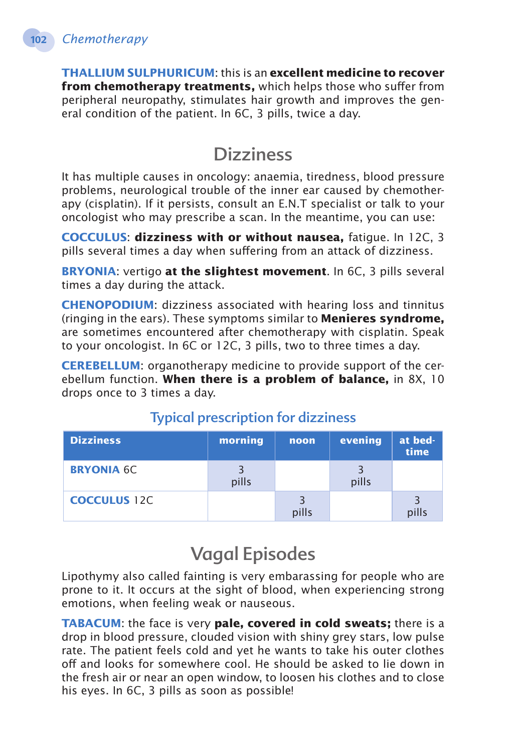**THALLIUM SULPHURICUM**: this is an **excellent medicine to recover from chemotherapy treatments,** which helps those who suffer from peripheral neuropathy, stimulates hair growth and improves the general condition of the patient. In 6C, 3 pills, twice a day.

## Dizziness

It has multiple causes in oncology: anaemia, tiredness, blood pressure problems, neurological trouble of the inner ear caused by chemotherapy (cisplatin). If it persists, consult an E.N.T specialist or talk to your oncologist who may prescribe a scan. In the meantime, you can use:

**COCCULUS**: **dizziness with or without nausea,** fatigue. In 12C, 3 pills several times a day when suffering from an attack of dizziness.

**BRYONIA**: vertigo **at the slightest movement**. In 6C, 3 pills several times a day during the attack.

**CHENOPODIUM**: dizziness associated with hearing loss and tinnitus (ringing in the ears). These symptoms similar to **Menieres syndrome,** are sometimes encountered after chemotherapy with cisplatin. Speak to your oncologist. In 6C or 12C, 3 pills, two to three times a day.

**CEREBELLUM**: organotherapy medicine to provide support of the cerebellum function. **When there is a problem of balance,** in 8X, 10 drops once to 3 times a day.

### Typical prescription for dizziness

| Dizziness | morning | noon | evening | at bedtime |
|---|---|---|---|---|
| **BRYONIA** 6C | 3 pills | | 3 pills | |
| **COCCULUS** 12C | | 3 pills | | 3 pills |

## Vagal Episodes

Lipothymy also called fainting is very embarassing for people who are prone to it. It occurs at the sight of blood, when experiencing strong emotions, when feeling weak or nauseous.

**TABACUM**: the face is very **pale, covered in cold sweats;** there is a drop in blood pressure, clouded vision with shiny grey stars, low pulse rate. The patient feels cold and yet he wants to take his outer clothes off and looks for somewhere cool. He should be asked to lie down in the fresh air or near an open window, to loosen his clothes and to close his eyes. In 6C, 3 pills as soon as possible!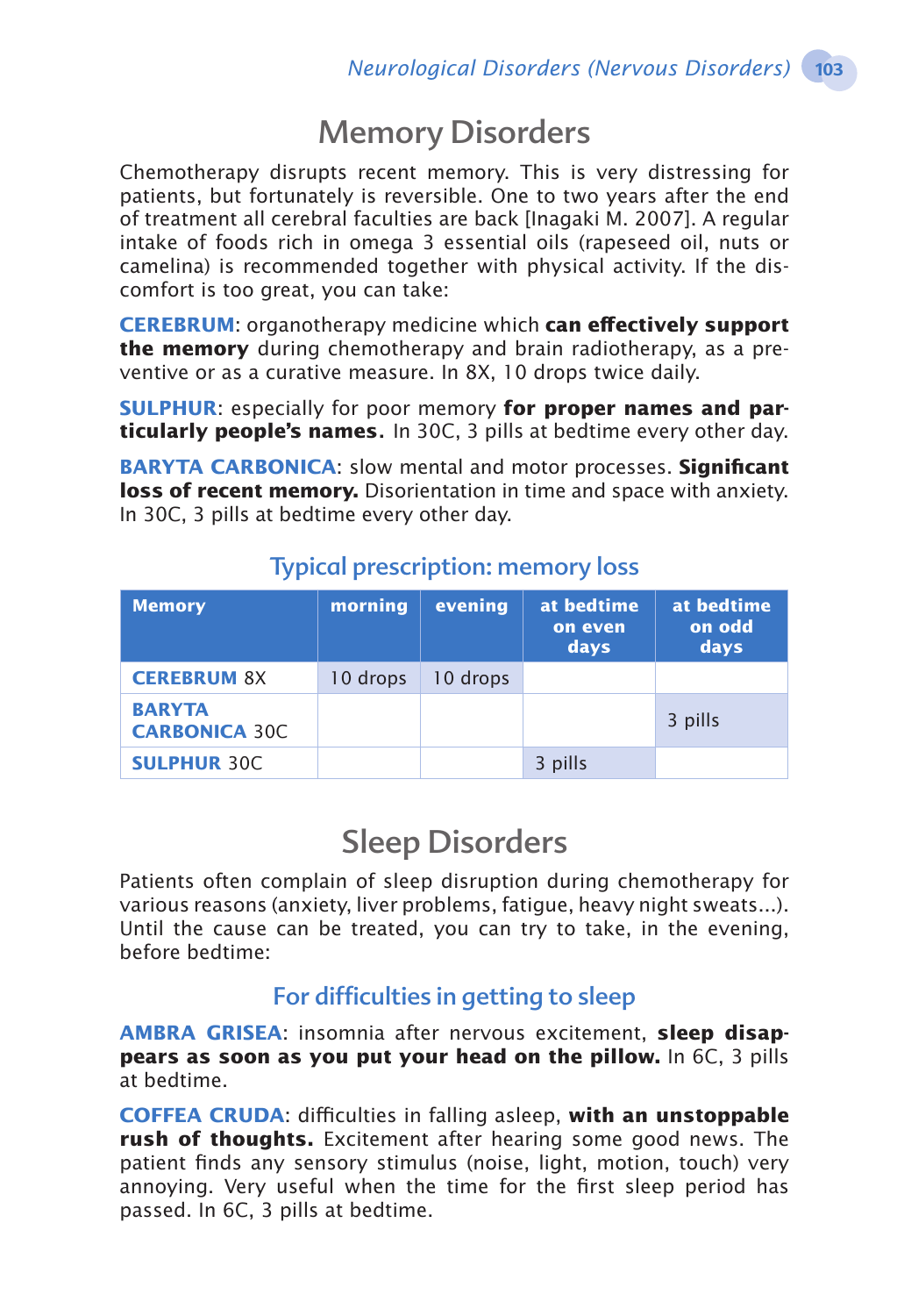# Memory Disorders

Chemotherapy disrupts recent memory. This is very distressing for patients, but fortunately is reversible. One to two years after the end of treatment all cerebral faculties are back [Inagaki M. 2007]. A regular intake of foods rich in omega 3 essential oils (rapeseed oil, nuts or camelina) is recommended together with physical activity. If the discomfort is too great, you can take:

**CEREBRUM**: organotherapy medicine which **can effectively support the memory** during chemotherapy and brain radiotherapy, as a preventive or as a curative measure. In 8X, 10 drops twice daily.

**SULPHUR**: especially for poor memory **for proper names and particularly people's names.** In 30C, 3 pills at bedtime every other day.

**BARYTA CARBONICA**: slow mental and motor processes. **Significant loss of recent memory.** Disorientation in time and space with anxiety. In 30C, 3 pills at bedtime every other day.

### Typical prescription: memory loss

| Memory | morning | evening | at bedtime on even days | at bedtime on odd days |
|---|---|---|---|---|
| **CEREBRUM** 8X | 10 drops | 10 drops | | |
| **BARYTA CARBONICA** 30C | | | | 3 pills |
| **SULPHUR** 30C | | | 3 pills | |

# Sleep Disorders

Patients often complain of sleep disruption during chemotherapy for various reasons (anxiety, liver problems, fatigue, heavy night sweats...). Until the cause can be treated, you can try to take, in the evening, before bedtime:

### For difficulties in getting to sleep

**AMBRA GRISEA**: insomnia after nervous excitement, **sleep disappears as soon as you put your head on the pillow.** In 6C, 3 pills at bedtime.

**COFFEA CRUDA**: difficulties in falling asleep, **with an unstoppable rush of thoughts.** Excitement after hearing some good news. The patient finds any sensory stimulus (noise, light, motion, touch) very annoying. Very useful when the time for the first sleep period has passed. In 6C, 3 pills at bedtime.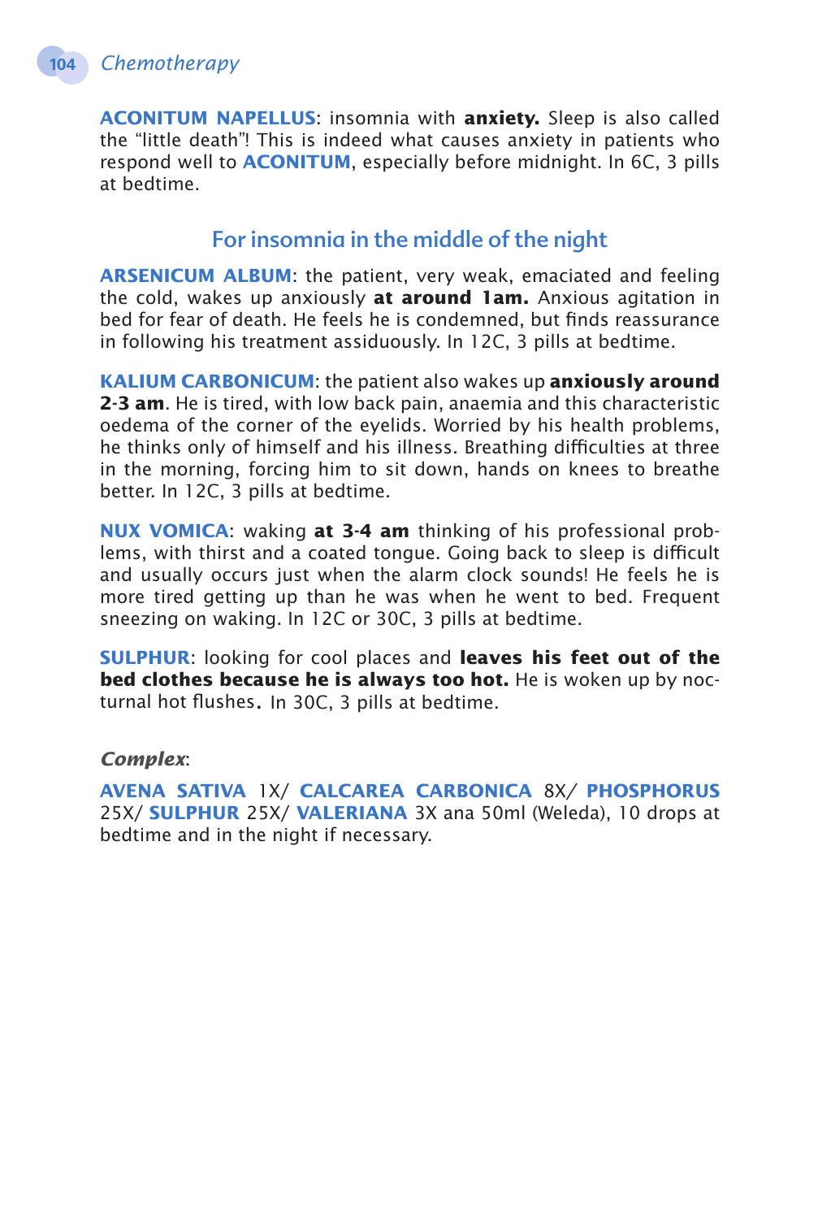**ACONITUM NAPELLUS**: insomnia with **anxiety.** Sleep is also called the "little death"! This is indeed what causes anxiety in patients who respond well to **ACONITUM**, especially before midnight. In 6C, 3 pills at bedtime.

## For insomnia in the middle of the night

**ARSENICUM ALBUM**: the patient, very weak, emaciated and feeling the cold, wakes up anxiously **at around 1am.** Anxious agitation in bed for fear of death. He feels he is condemned, but finds reassurance in following his treatment assiduously. In 12C, 3 pills at bedtime.

**KALIUM CARBONICUM**: the patient also wakes up **anxiously around 2-3 am**. He is tired, with low back pain, anaemia and this characteristic oedema of the corner of the eyelids. Worried by his health problems, he thinks only of himself and his illness. Breathing difficulties at three in the morning, forcing him to sit down, hands on knees to breathe better. In 12C, 3 pills at bedtime.

**NUX VOMICA**: waking **at 3-4 am** thinking of his professional problems, with thirst and a coated tongue. Going back to sleep is difficult and usually occurs just when the alarm clock sounds! He feels he is more tired getting up than he was when he went to bed. Frequent sneezing on waking. In 12C or 30C, 3 pills at bedtime.

**SULPHUR**: looking for cool places and **leaves his feet out of the bed clothes because he is always too hot.** He is woken up by nocturnal hot flushes. In 30C, 3 pills at bedtime.

***Complex***:

**AVENA SATIVA** 1X/ **CALCAREA CARBONICA** 8X/ **PHOSPHORUS** 25X/ **SULPHUR** 25X/ **VALERIANA** 3X ana 50ml (Weleda), 10 drops at bedtime and in the night if necessary.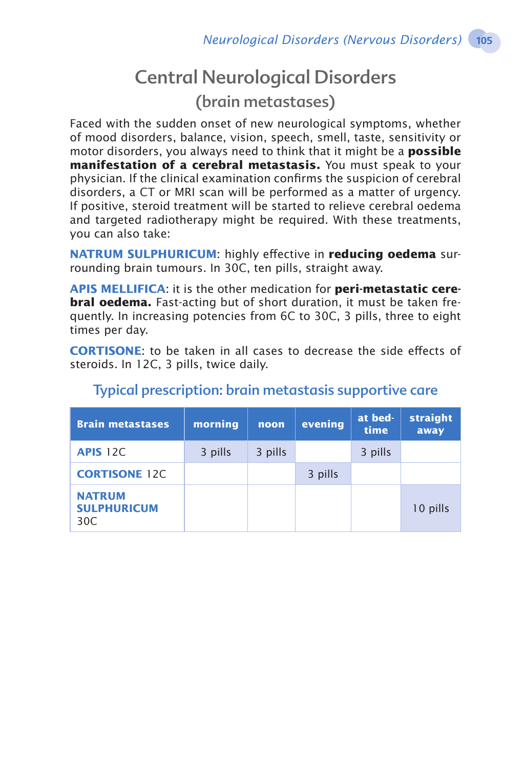# Central Neurological Disorders

## (brain metastases)

Faced with the sudden onset of new neurological symptoms, whether of mood disorders, balance, vision, speech, smell, taste, sensitivity or motor disorders, you always need to think that it might be a **possible manifestation of a cerebral metastasis.** You must speak to your physician. If the clinical examination confirms the suspicion of cerebral disorders, a CT or MRI scan will be performed as a matter of urgency. If positive, steroid treatment will be started to relieve cerebral oedema and targeted radiotherapy might be required. With these treatments, you can also take:

**NATRUM SULPHURICUM**: highly effective in **reducing oedema** surrounding brain tumours. In 30C, ten pills, straight away.

**APIS MELLIFICA**: it is the other medication for **peri-metastatic cerebral oedema.** Fast-acting but of short duration, it must be taken frequently. In increasing potencies from 6C to 30C, 3 pills, three to eight times per day.

**CORTISONE**: to be taken in all cases to decrease the side effects of steroids. In 12C, 3 pills, twice daily.

### Typical prescription: brain metastasis supportive care

| Brain metastases | morning | noon | evening | at bed-time | straight away |
|---|---|---|---|---|---|
| **APIS** 12C | 3 pills | 3 pills | | 3 pills | |
| **CORTISONE** 12C | | | 3 pills | | |
| **NATRUM SULPHURICUM** 30C | | | | | 10 pills |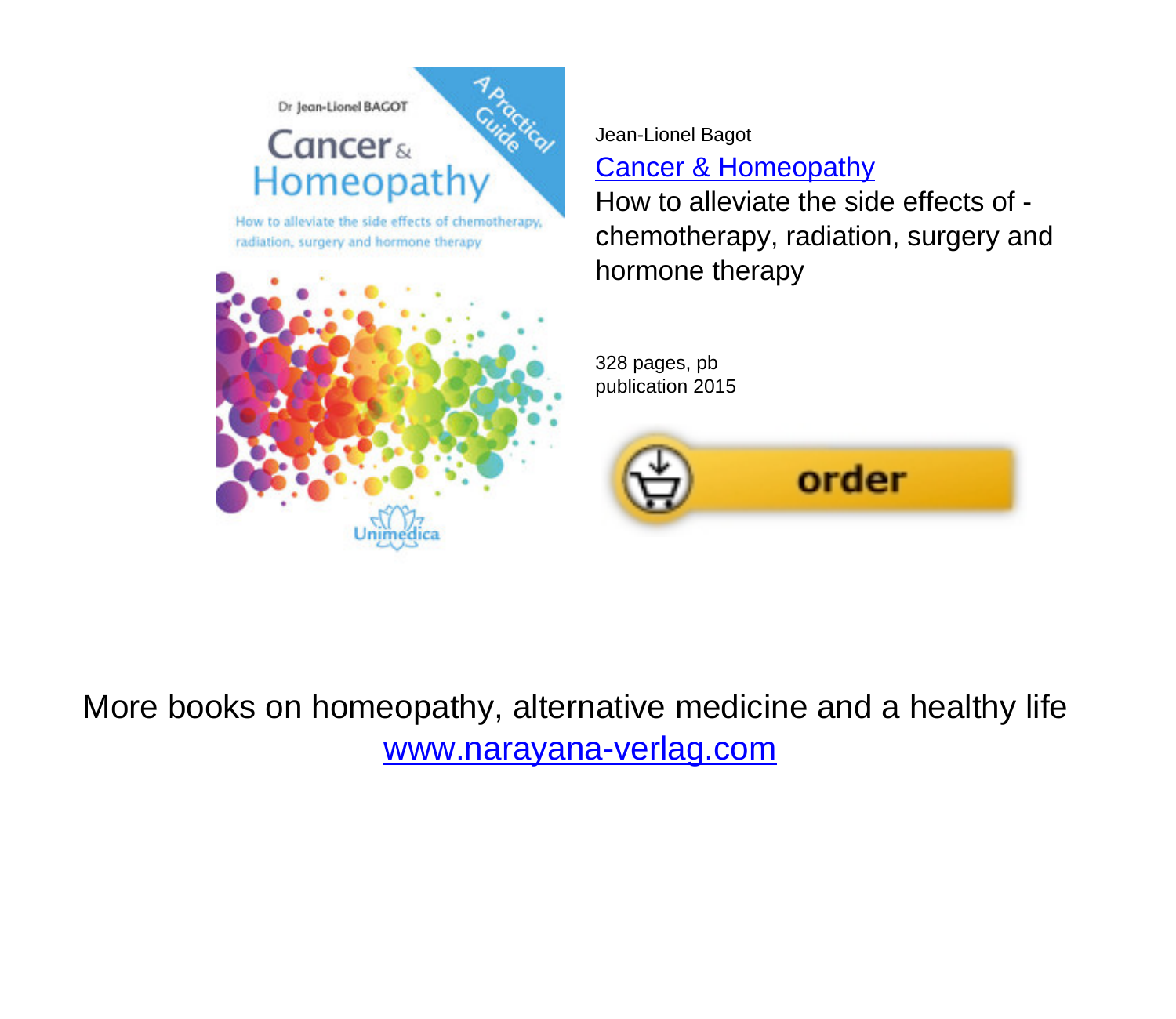Jean-Lionel Bagot

[Cancer & Homeopathy](#)

How to alleviate the side effects of - chemotherapy, radiation, surgery and hormone therapy

328 pages, pb
publication 2015

order

More books on homeopathy, alternative medicine and a healthy life
[www.narayana-verlag.com](http://www.narayana-verlag.com)